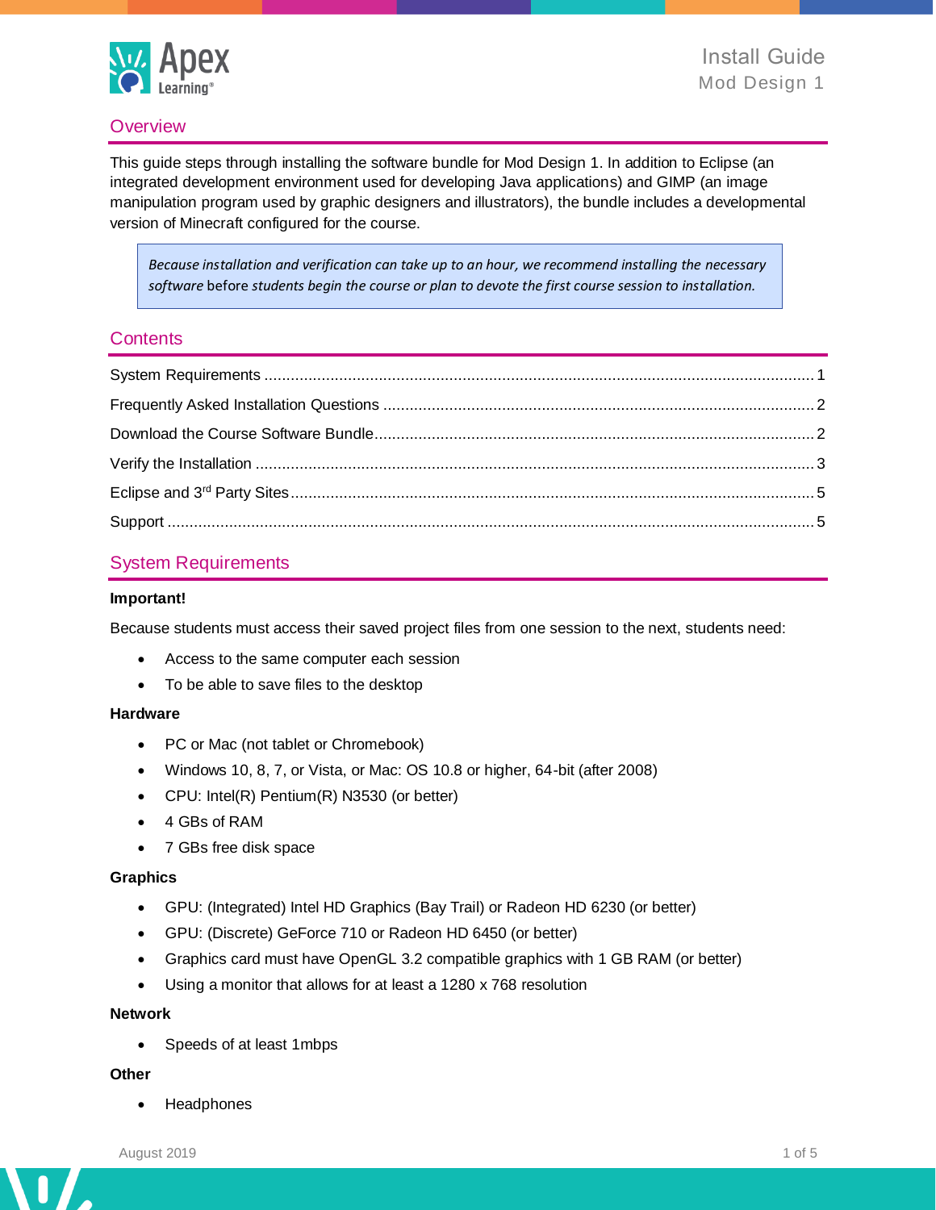# Install Guide
Mod Design 1

## Overview

This guide steps through installing the software bundle for Mod Design 1. In addition to Eclipse (an integrated development environment used for developing Java applications) and GIMP (an image manipulation program used by graphic designers and illustrators), the bundle includes a developmental version of Minecraft configured for the course.

> *Because installation and verification can take up to an hour, we recommend installing the necessary software* before *students begin the course or plan to devote the first course session to installation.*

## Contents

- System Requirements ..... 1
- Frequently Asked Installation Questions ..... 2
- Download the Course Software Bundle ..... 2
- Verify the Installation ..... 3
- Eclipse and 3rd Party Sites ..... 5
- Support ..... 5

## System Requirements

**Important!**

Because students must access their saved project files from one session to the next, students need:

- Access to the same computer each session
- To be able to save files to the desktop

**Hardware**

- PC or Mac (not tablet or Chromebook)
- Windows 10, 8, 7, or Vista, or Mac: OS 10.8 or higher, 64-bit (after 2008)
- CPU: Intel(R) Pentium(R) N3530 (or better)
- 4 GBs of RAM
- 7 GBs free disk space

**Graphics**

- GPU: (Integrated) Intel HD Graphics (Bay Trail) or Radeon HD 6230 (or better)
- GPU: (Discrete) GeForce 710 or Radeon HD 6450 (or better)
- Graphics card must have OpenGL 3.2 compatible graphics with 1 GB RAM (or better)
- Using a monitor that allows for at least a 1280 x 768 resolution

**Network**

- Speeds of at least 1mbps

**Other**

- Headphones

August 2019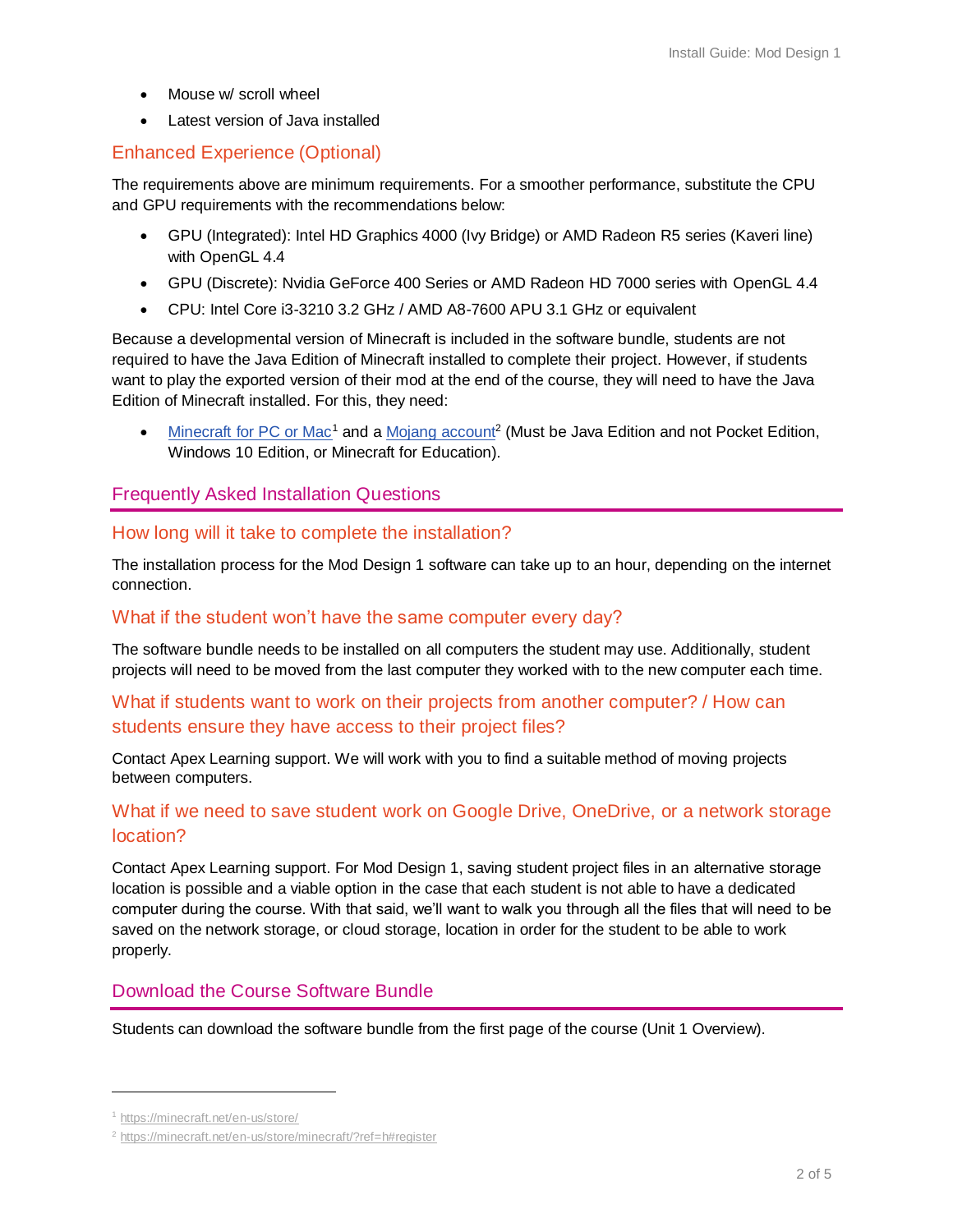- Mouse w/ scroll wheel
- Latest version of Java installed

### Enhanced Experience (Optional)

The requirements above are minimum requirements. For a smoother performance, substitute the CPU and GPU requirements with the recommendations below:

- GPU (Integrated): Intel HD Graphics 4000 (Ivy Bridge) or AMD Radeon R5 series (Kaveri line) with OpenGL 4.4
- GPU (Discrete): Nvidia GeForce 400 Series or AMD Radeon HD 7000 series with OpenGL 4.4
- CPU: Intel Core i3-3210 3.2 GHz / AMD A8-7600 APU 3.1 GHz or equivalent

Because a developmental version of Minecraft is included in the software bundle, students are not required to have the Java Edition of Minecraft installed to complete their project. However, if students want to play the exported version of their mod at the end of the course, they will need to have the Java Edition of Minecraft installed. For this, they need:

- Minecraft for PC or Mac[1] and a Mojang account[2] (Must be Java Edition and not Pocket Edition, Windows 10 Edition, or Minecraft for Education).

## Frequently Asked Installation Questions

### How long will it take to complete the installation?

The installation process for the Mod Design 1 software can take up to an hour, depending on the internet connection.

### What if the student won't have the same computer every day?

The software bundle needs to be installed on all computers the student may use. Additionally, student projects will need to be moved from the last computer they worked with to the new computer each time.

### What if students want to work on their projects from another computer? / How can students ensure they have access to their project files?

Contact Apex Learning support. We will work with you to find a suitable method of moving projects between computers.

### What if we need to save student work on Google Drive, OneDrive, or a network storage location?

Contact Apex Learning support. For Mod Design 1, saving student project files in an alternative storage location is possible and a viable option in the case that each student is not able to have a dedicated computer during the course. With that said, we'll want to walk you through all the files that will need to be saved on the network storage, or cloud storage, location in order for the student to be able to work properly.

## Download the Course Software Bundle

Students can download the software bundle from the first page of the course (Unit 1 Overview).

---

[1] https://minecraft.net/en-us/store/

[2] https://minecraft.net/en-us/store/minecraft/?ref=h#register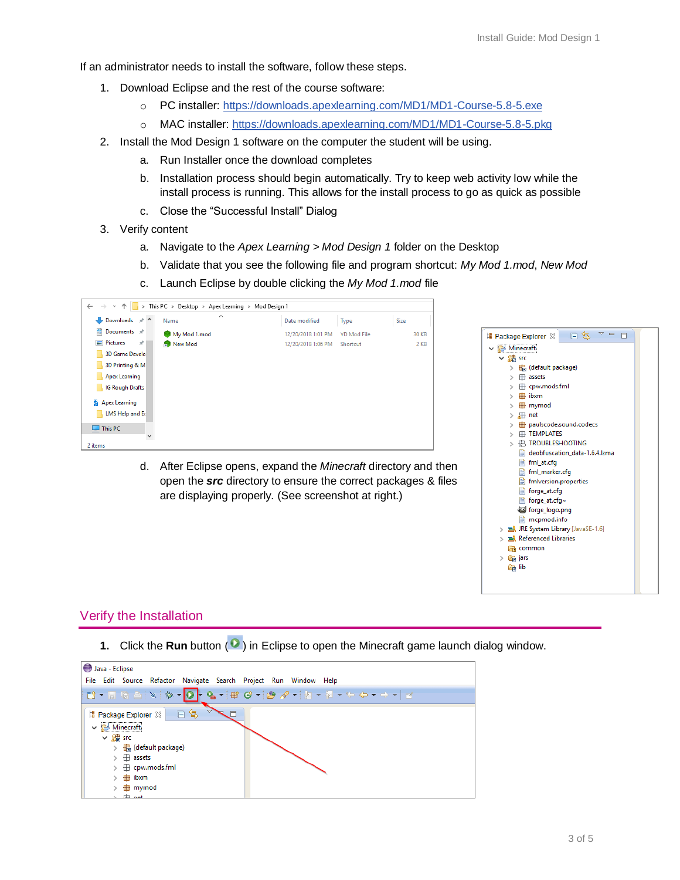If an administrator needs to install the software, follow these steps.

1. Download Eclipse and the rest of the course software:
   - PC installer: [https://downloads.apexlearning.com/MD1/MD1-Course-5.8-5.exe](https://downloads.apexlearning.com/MD1/MD1-Course-5.8-5.exe)
   - MAC installer: [https://downloads.apexlearning.com/MD1/MD1-Course-5.8-5.pkg](https://downloads.apexlearning.com/MD1/MD1-Course-5.8-5.pkg)
2. Install the Mod Design 1 software on the computer the student will be using.
   a. Run Installer once the download completes
   b. Installation process should begin automatically. Try to keep web activity low while the install process is running. This allows for the install process to go as quick as possible
   c. Close the "Successful Install" Dialog
3. Verify content
   a. Navigate to the *Apex Learning* > *Mod Design 1* folder on the Desktop
   b. Validate that you see the following file and program shortcut: *My Mod 1.mod*, *New Mod*
   c. Launch Eclipse by double clicking the *My Mod 1.mod* file
   d. After Eclipse opens, expand the *Minecraft* directory and then open the ***src*** directory to ensure the correct packages & files are displaying properly. (See screenshot at right.)

## Verify the Installation

1. Click the **Run** button ( ) in Eclipse to open the Minecraft game launch dialog window.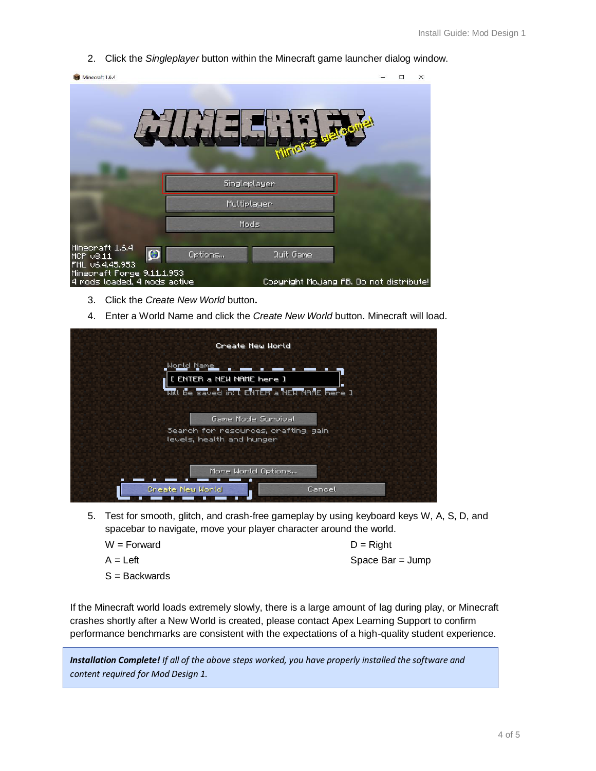2. Click the *Singleplayer* button within the Minecraft game launcher dialog window.

3. Click the *Create New World* button**.**
4. Enter a World Name and click the *Create New World* button. Minecraft will load.

5. Test for smooth, glitch, and crash-free gameplay by using keyboard keys W, A, S, D, and spacebar to navigate, move your player character around the world.

   W = Forward
   
   A = Left
   
   S = Backwards
   
   D = Right
   
   Space Bar = Jump

If the Minecraft world loads extremely slowly, there is a large amount of lag during play, or Minecraft crashes shortly after a New World is created, please contact Apex Learning Support to confirm performance benchmarks are consistent with the expectations of a high-quality student experience.

***Installation Complete!*** *If all of the above steps worked, you have properly installed the software and content required for Mod Design 1.*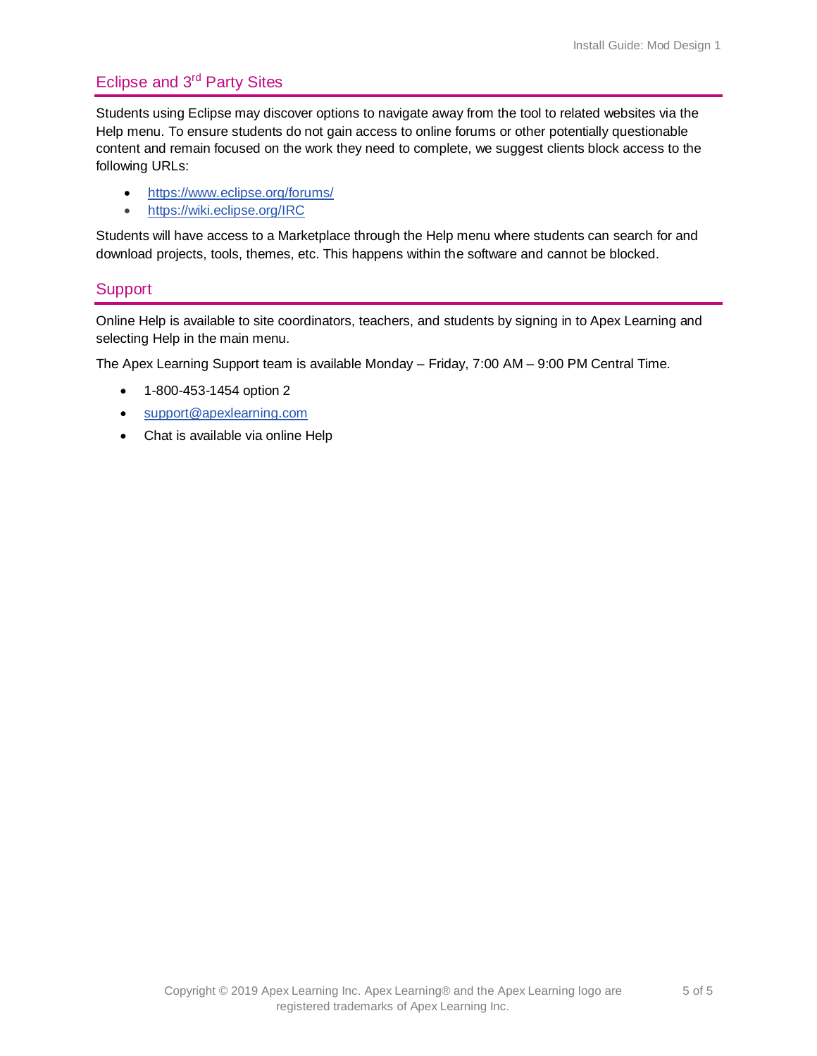## Eclipse and 3rd Party Sites

Students using Eclipse may discover options to navigate away from the tool to related websites via the Help menu. To ensure students do not gain access to online forums or other potentially questionable content and remain focused on the work they need to complete, we suggest clients block access to the following URLs:

- https://www.eclipse.org/forums/
- https://wiki.eclipse.org/IRC

Students will have access to a Marketplace through the Help menu where students can search for and download projects, tools, themes, etc. This happens within the software and cannot be blocked.

## Support

Online Help is available to site coordinators, teachers, and students by signing in to Apex Learning and selecting Help in the main menu.

The Apex Learning Support team is available Monday – Friday, 7:00 AM – 9:00 PM Central Time.

- 1-800-453-1454 option 2
- support@apexlearning.com
- Chat is available via online Help